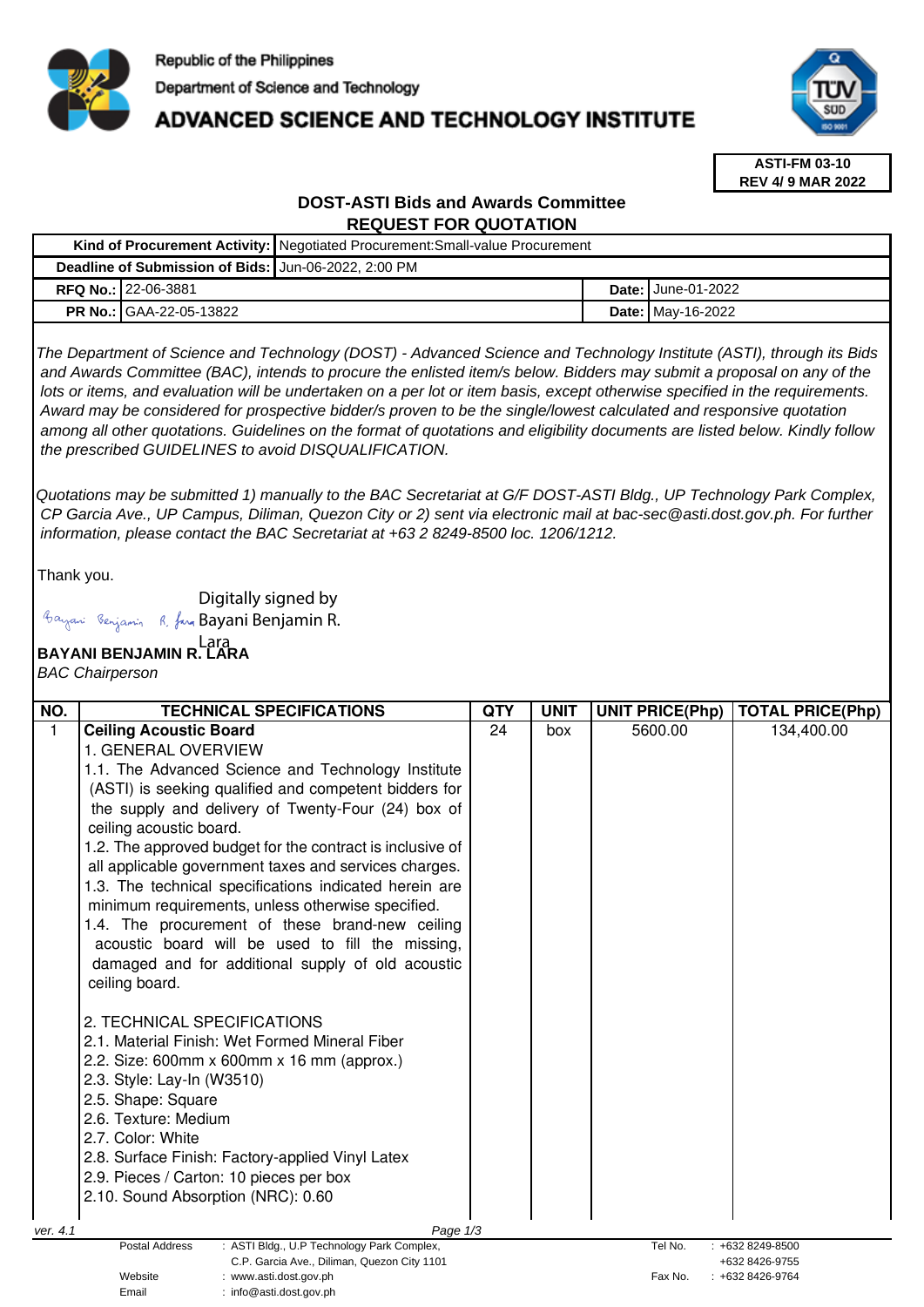Republic of the Philippines

Department of Science and Technology

# ADVANCED SCIENCE AND TECHNOLOGY INSTITUTE

**ASTI-FM 03-10**
**REV 4/ 9 MAR 2022**

## DOST-ASTI Bids and Awards Committee
## REQUEST FOR QUOTATION

| | | | |
|---|---|---|---|
| **Kind of Procurement Activity:** | Negotiated Procurement:Small-value Procurement | | |
| **Deadline of Submission of Bids:** | Jun-06-2022, 2:00 PM | | |
| **RFQ No.:** | 22-06-3881 | **Date:** | June-01-2022 |
| **PR No.:** | GAA-22-05-13822 | **Date:** | May-16-2022 |

*The Department of Science and Technology (DOST) - Advanced Science and Technology Institute (ASTI), through its Bids and Awards Committee (BAC), intends to procure the enlisted item/s below. Bidders may submit a proposal on any of the lots or items, and evaluation will be undertaken on a per lot or item basis, except otherwise specified in the requirements. Award may be considered for prospective bidder/s proven to be the single/lowest calculated and responsive quotation among all other quotations. Guidelines on the format of quotations and eligibility documents are listed below. Kindly follow the prescribed GUIDELINES to avoid DISQUALIFICATION.*

*Quotations may be submitted 1) manually to the BAC Secretariat at G/F DOST-ASTI Bldg., UP Technology Park Complex, CP Garcia Ave., UP Campus, Diliman, Quezon City or 2) sent via electronic mail at bac-sec@asti.dost.gov.ph. For further information, please contact the BAC Secretariat at +63 2 8249-8500 loc. 1206/1212.*

Thank you.

Digitally signed by Bayani Benjamin R. Lara

**BAYANI BENJAMIN R. LARA**
*BAC Chairperson*

| NO. | TECHNICAL SPECIFICATIONS | QTY | UNIT | UNIT PRICE(Php) | TOTAL PRICE(Php) |
|---|---|---|---|---|---|
| 1 | **Ceiling Acoustic Board**<br>1. GENERAL OVERVIEW<br>1.1. The Advanced Science and Technology Institute (ASTI) is seeking qualified and competent bidders for the supply and delivery of Twenty-Four (24) box of ceiling acoustic board.<br>1.2. The approved budget for the contract is inclusive of all applicable government taxes and services charges.<br>1.3. The technical specifications indicated herein are minimum requirements, unless otherwise specified.<br>1.4. The procurement of these brand-new ceiling acoustic board will be used to fill the missing, damaged and for additional supply of old acoustic ceiling board.<br><br>2. TECHNICAL SPECIFICATIONS<br>2.1. Material Finish: Wet Formed Mineral Fiber<br>2.2. Size: 600mm x 600mm x 16 mm (approx.)<br>2.3. Style: Lay-In (W3510)<br>2.5. Shape: Square<br>2.6. Texture: Medium<br>2.7. Color: White<br>2.8. Surface Finish: Factory-applied Vinyl Latex<br>2.9. Pieces / Carton: 10 pieces per box<br>2.10. Sound Absorption (NRC): 0.60 | 24 | box | 5600.00 | 134,400.00 |

ver. 4.1

Postal Address : ASTI Bldg., U.P Technology Park Complex, C.P. Garcia Ave., Diliman, Quezon City 1101
Website : www.asti.dost.gov.ph
Email : info@asti.dost.gov.ph
Tel No. : +632 8249-8500, +632 8426-9755
Fax No. : +632 8426-9764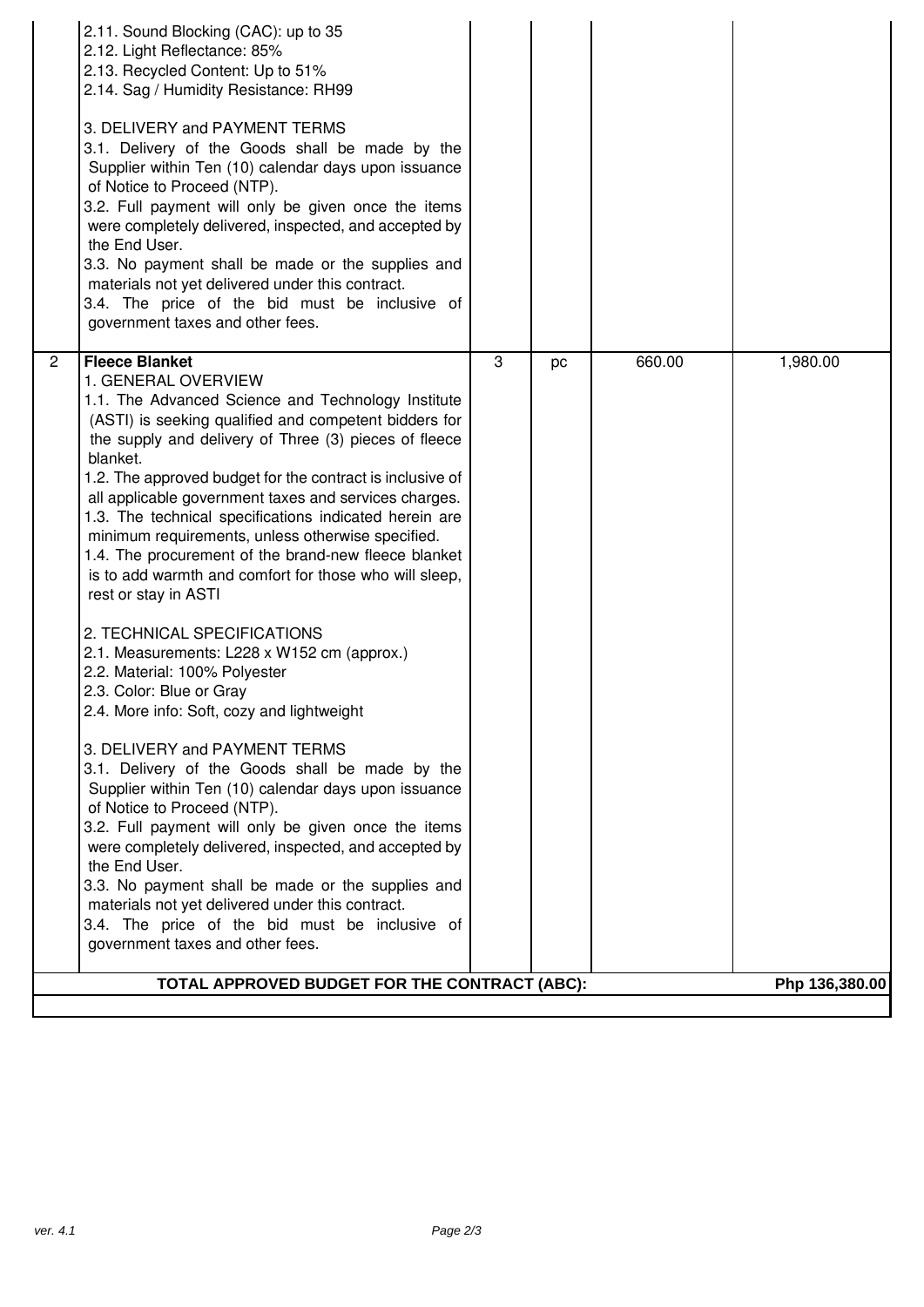| | | | | | |
|---|---|---|---|---|---|
| | 2.11. Sound Blocking (CAC): up to 35<br>2.12. Light Reflectance: 85%<br>2.13. Recycled Content: Up to 51%<br>2.14. Sag / Humidity Resistance: RH99<br><br>3. DELIVERY and PAYMENT TERMS<br>3.1. Delivery of the Goods shall be made by the Supplier within Ten (10) calendar days upon issuance of Notice to Proceed (NTP).<br>3.2. Full payment will only be given once the items were completely delivered, inspected, and accepted by the End User.<br>3.3. No payment shall be made or the supplies and materials not yet delivered under this contract.<br>3.4. The price of the bid must be inclusive of government taxes and other fees. | | | | |
| 2 | **Fleece Blanket**<br>1. GENERAL OVERVIEW<br>1.1. The Advanced Science and Technology Institute (ASTI) is seeking qualified and competent bidders for the supply and delivery of Three (3) pieces of fleece blanket.<br>1.2. The approved budget for the contract is inclusive of all applicable government taxes and services charges.<br>1.3. The technical specifications indicated herein are minimum requirements, unless otherwise specified.<br>1.4. The procurement of the brand-new fleece blanket is to add warmth and comfort for those who will sleep, rest or stay in ASTI<br><br>2. TECHNICAL SPECIFICATIONS<br>2.1. Measurements: L228 x W152 cm (approx.)<br>2.2. Material: 100% Polyester<br>2.3. Color: Blue or Gray<br>2.4. More info: Soft, cozy and lightweight<br><br>3. DELIVERY and PAYMENT TERMS<br>3.1. Delivery of the Goods shall be made by the Supplier within Ten (10) calendar days upon issuance of Notice to Proceed (NTP).<br>3.2. Full payment will only be given once the items were completely delivered, inspected, and accepted by the End User.<br>3.3. No payment shall be made or the supplies and materials not yet delivered under this contract.<br>3.4. The price of the bid must be inclusive of government taxes and other fees. | 3 | pc | 660.00 | 1,980.00 |
| | **TOTAL APPROVED BUDGET FOR THE CONTRACT (ABC):** | | | | **Php 136,380.00** |

ver. 4.1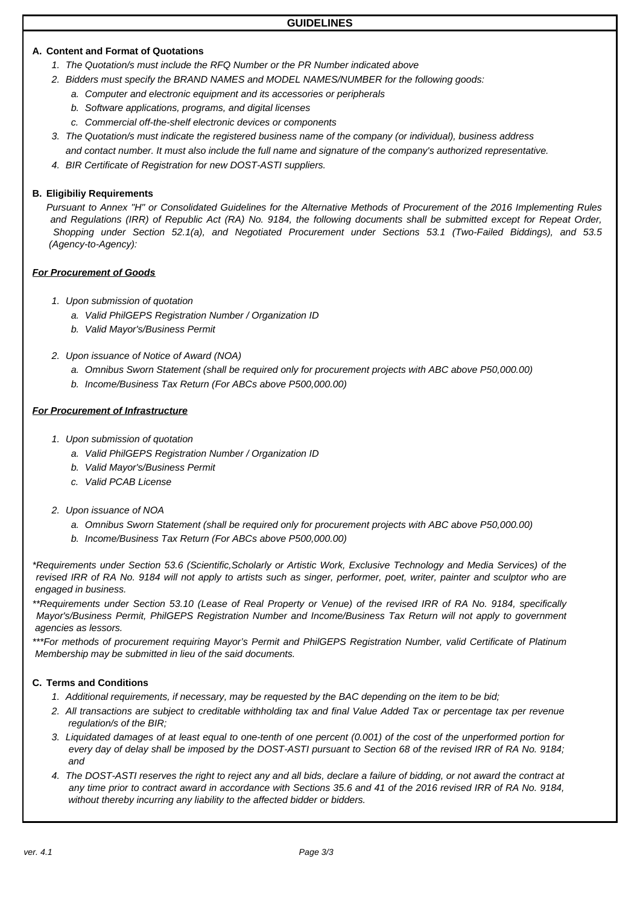## GUIDELINES

### A. Content and Format of Quotations

1. *The Quotation/s must include the RFQ Number or the PR Number indicated above*
2. *Bidders must specify the BRAND NAMES and MODEL NAMES/NUMBER for the following goods:*
   - a. *Computer and electronic equipment and its accessories or peripherals*
   - b. *Software applications, programs, and digital licenses*
   - c. *Commercial off-the-shelf electronic devices or components*
3. *The Quotation/s must indicate the registered business name of the company (or individual), business address and contact number. It must also include the full name and signature of the company's authorized representative.*
4. *BIR Certificate of Registration for new DOST-ASTI suppliers.*

### B. Eligibiliy Requirements

*Pursuant to Annex "H" or Consolidated Guidelines for the Alternative Methods of Procurement of the 2016 Implementing Rules and Regulations (IRR) of Republic Act (RA) No. 9184, the following documents shall be submitted except for Repeat Order, Shopping under Section 52.1(a), and Negotiated Procurement under Sections 53.1 (Two-Failed Biddings), and 53.5 (Agency-to-Agency):*

***For Procurement of Goods***

1. *Upon submission of quotation*
   - a. *Valid PhilGEPS Registration Number / Organization ID*
   - b. *Valid Mayor's/Business Permit*
2. *Upon issuance of Notice of Award (NOA)*
   - a. *Omnibus Sworn Statement (shall be required only for procurement projects with ABC above P50,000.00)*
   - b. *Income/Business Tax Return (For ABCs above P500,000.00)*

***For Procurement of Infrastructure***

1. *Upon submission of quotation*
   - a. *Valid PhilGEPS Registration Number / Organization ID*
   - b. *Valid Mayor's/Business Permit*
   - c. *Valid PCAB License*
2. *Upon issuance of NOA*
   - a. *Omnibus Sworn Statement (shall be required only for procurement projects with ABC above P50,000.00)*
   - b. *Income/Business Tax Return (For ABCs above P500,000.00)*

*\*Requirements under Section 53.6 (Scientific,Scholarly or Artistic Work, Exclusive Technology and Media Services) of the revised IRR of RA No. 9184 will not apply to artists such as singer, performer, poet, writer, painter and sculptor who are engaged in business.*

*\*\*Requirements under Section 53.10 (Lease of Real Property or Venue) of the revised IRR of RA No. 9184, specifically Mayor's/Business Permit, PhilGEPS Registration Number and Income/Business Tax Return will not apply to government agencies as lessors.*

*\*\*\*For methods of procurement requiring Mayor's Permit and PhilGEPS Registration Number, valid Certificate of Platinum Membership may be submitted in lieu of the said documents.*

### C. Terms and Conditions

1. *Additional requirements, if necessary, may be requested by the BAC depending on the item to be bid;*
2. *All transactions are subject to creditable withholding tax and final Value Added Tax or percentage tax per revenue regulation/s of the BIR;*
3. *Liquidated damages of at least equal to one-tenth of one percent (0.001) of the cost of the unperformed portion for every day of delay shall be imposed by the DOST-ASTI pursuant to Section 68 of the revised IRR of RA No. 9184; and*
4. *The DOST-ASTI reserves the right to reject any and all bids, declare a failure of bidding, or not award the contract at any time prior to contract award in accordance with Sections 35.6 and 41 of the 2016 revised IRR of RA No. 9184, without thereby incurring any liability to the affected bidder or bidders.*

*ver. 4.1*